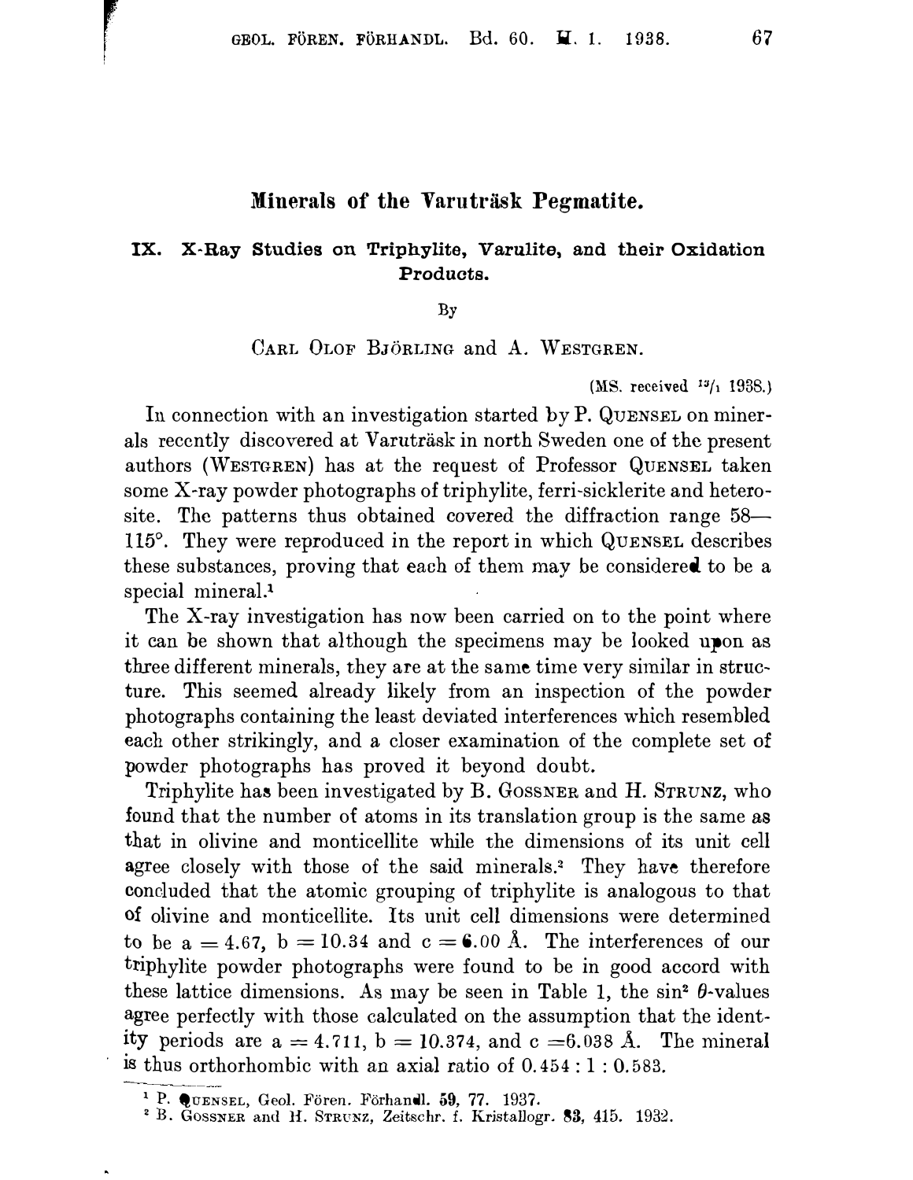# Minerals of the Varuträsk Pegmatite.

## IX. X-Ray Studies on Triphylite, Varulite, and their Oxidation Products.

By

CARL OLOF BJÖRLING and A. WESTGREN.

(MS. received 13/1 1938.)

In connection with an investigation started by P. QUENSEL on minerals recently discovered at Varuträsk in north Sweden one of the present authors (WESTGREN) has at the request of Professor QUENSEL taken some X-ray powder photographs of triphylite, ferri-sicklerite and heterosite. The patterns thus obtained covered the diffraction range 58—115°. They were reproduced in the report in which QUENSEL describes these substances, proving that each of them may be considered to be a special mineral.[1]

The X-ray investigation has now been carried on to the point where it can be shown that although the specimens may be looked upon as three different minerals, they are at the same time very similar in structure. This seemed already likely from an inspection of the powder photographs containing the least deviated interferences which resembled each other strikingly, and a closer examination of the complete set of powder photographs has proved it beyond doubt.

Triphylite has been investigated by B. GOSSNER and H. STRUNZ, who found that the number of atoms in its translation group is the same as that in olivine and monticellite while the dimensions of its unit cell agree closely with those of the said minerals.[2] They have therefore concluded that the atomic grouping of triphylite is analogous to that of olivine and monticellite. Its unit cell dimensions were determined to be a = 4.67, b = 10.34 and c = 6.00 Å. The interferences of our triphylite powder photographs were found to be in good accord with these lattice dimensions. As may be seen in Table 1, the $\sin^2 \theta$-values agree perfectly with those calculated on the assumption that the identity periods are a = 4.711, b = 10.374, and c = 6.038 Å. The mineral is thus orthorhombic with an axial ratio of 0.454 : 1 : 0.583.

---

[1] P. QUENSEL, Geol. Fören. Förhandl. 59, 77. 1937.

[2] B. GOSSNER and H. STRUNZ, Zeitschr. f. Kristallogr. 83, 415. 1932.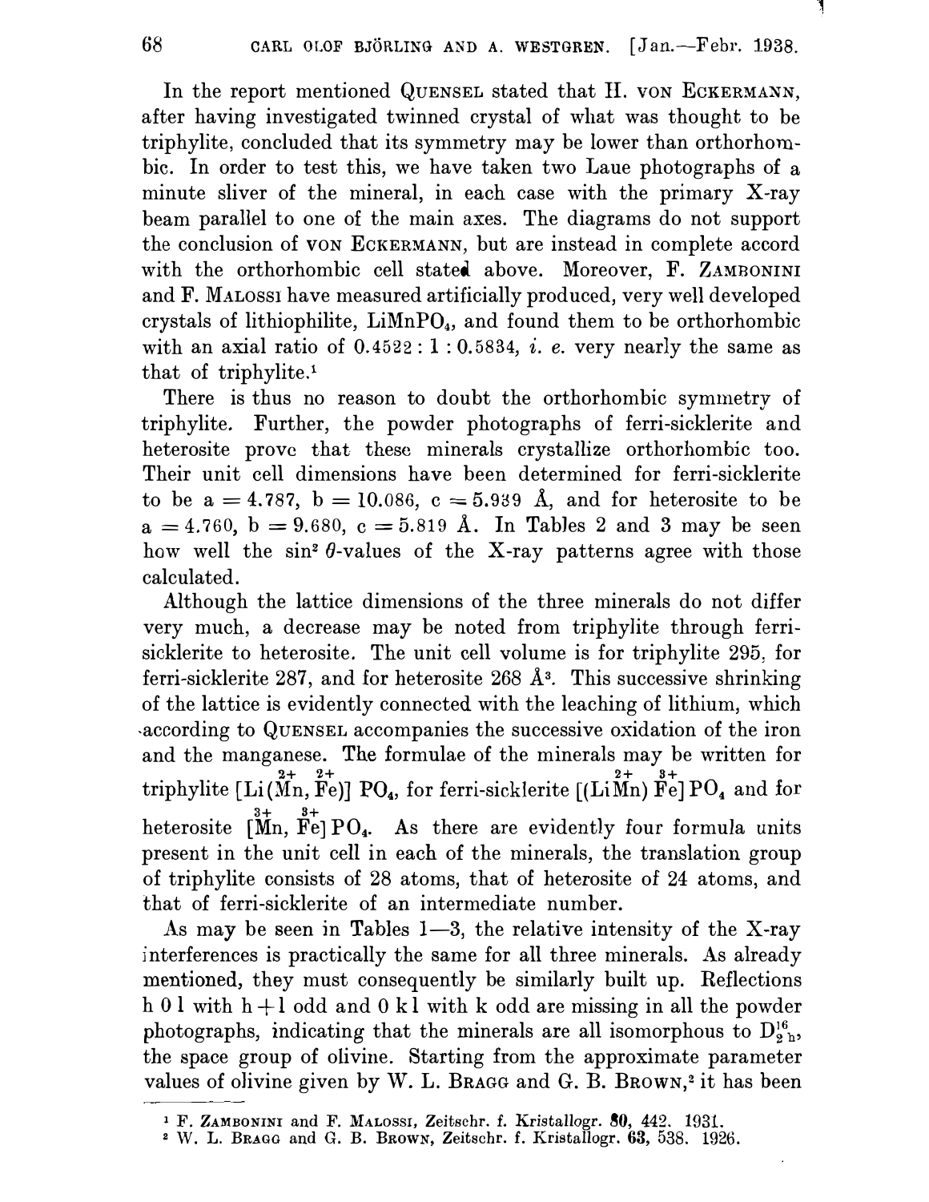In the report mentioned QUENSEL stated that H. VON ECKERMANN, after having investigated twinned crystal of what was thought to be triphylite, concluded that its symmetry may be lower than orthorhombic. In order to test this, we have taken two Laue photographs of a minute sliver of the mineral, in each case with the primary X-ray beam parallel to one of the main axes. The diagrams do not support the conclusion of VON ECKERMANN, but are instead in complete accord with the orthorhombic cell stated above. Moreover, F. ZAMBONINI and F. MALOSSI have measured artificially produced, very well developed crystals of lithiophilite, $LiMnPO_4$, and found them to be orthorhombic with an axial ratio of 0.4522 : 1 : 0.5834, *i. e.* very nearly the same as that of triphylite.[1]

There is thus no reason to doubt the orthorhombic symmetry of triphylite. Further, the powder photographs of ferri-sicklerite and heterosite prove that these minerals crystallize orthorhombic too. Their unit cell dimensions have been determined for ferri-sicklerite to be a = 4.787, b = 10.086, c = 5.939 Å, and for heterosite to be a = 4.760, b = 9.680, c = 5.819 Å. In Tables 2 and 3 may be seen how well the $\sin^2 \theta$-values of the X-ray patterns agree with those calculated.

Although the lattice dimensions of the three minerals do not differ very much, a decrease may be noted from triphylite through ferri-sicklerite to heterosite. The unit cell volume is for triphylite 295, for ferri-sicklerite 287, and for heterosite 268 Å³. This successive shrinking of the lattice is evidently connected with the leaching of lithium, which according to QUENSEL accompanies the successive oxidation of the iron and the manganese. The formulae of the minerals may be written for triphylite $[Li(\overset{2+}{Mn}, \overset{2+}{Fe})]\ PO_4$, for ferri-sicklerite $[(Li\overset{2+}{Mn})\ \overset{3+}{Fe}]\ PO_4$ and for heterosite $[\overset{3+}{Mn}, \overset{3+}{Fe}]\ PO_4$. As there are evidently four formula units present in the unit cell in each of the minerals, the translation group of triphylite consists of 28 atoms, that of heterosite of 24 atoms, and that of ferri-sicklerite of an intermediate number.

As may be seen in Tables 1—3, the relative intensity of the X-ray interferences is practically the same for all three minerals. As already mentioned, they must consequently be similarly built up. Reflections h 0 l with h + l odd and 0 k l with k odd are missing in all the powder photographs, indicating that the minerals are all isomorphous to $D_{2h}^{16}$, the space group of olivine. Starting from the approximate parameter values of olivine given by W. L. BRAGG and G. B. BROWN,[2] it has been

---

[1] F. ZAMBONINI and F. MALOSSI, Zeitschr. f. Kristallogr. **80**, 442. 1931.

[2] W. L. BRAGG and G. B. BROWN, Zeitschr. f. Kristallogr. **63**, 538. 1926.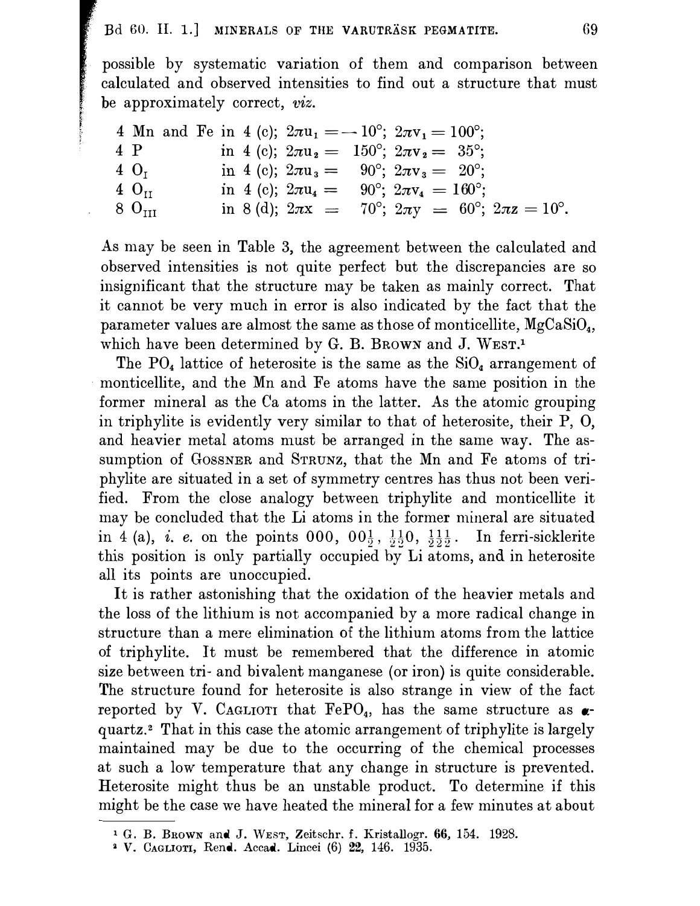possible by systematic variation of them and comparison between calculated and observed intensities to find out a structure that must be approximately correct, *viz.*

| | | |
|---|---|---|
| 4 Mn and Fe | in 4 (c); | $2\pi u_1 = -10°$; $2\pi v_1 = 100°$; |
| 4 P | in 4 (c); | $2\pi u_2 = 150°$; $2\pi v_2 = 35°$; |
| 4 $O_I$ | in 4 (c); | $2\pi u_3 = 90°$; $2\pi v_3 = 20°$; |
| 4 $O_{II}$ | in 4 (c); | $2\pi u_4 = 90°$; $2\pi v_4 = 160°$; |
| 8 $O_{III}$ | in 8 (d); | $2\pi x = 70°$; $2\pi y = 60°$; $2\pi z = 10°$. |

As may be seen in Table 3, the agreement between the calculated and observed intensities is not quite perfect but the discrepancies are so insignificant that the structure may be taken as mainly correct. That it cannot be very much in error is also indicated by the fact that the parameter values are almost the same as those of monticellite, $MgCaSiO_4$, which have been determined by G. B. Brown and J. West.[1]

The $PO_4$ lattice of heterosite is the same as the $SiO_4$ arrangement of monticellite, and the Mn and Fe atoms have the same position in the former mineral as the Ca atoms in the latter. As the atomic grouping in triphylite is evidently very similar to that of heterosite, their P, O, and heavier metal atoms must be arranged in the same way. The assumption of Gossner and Strunz, that the Mn and Fe atoms of triphylite are situated in a set of symmetry centres has thus not been verified. From the close analogy between triphylite and monticellite it may be concluded that the Li atoms in the former mineral are situated in 4 (a), *i. e.* on the points $000$, $00\frac{1}{2}$, $\frac{1}{2}\frac{1}{2}0$, $\frac{1}{2}\frac{1}{2}\frac{1}{2}$. In ferri-sicklerite this position is only partially occupied by Li atoms, and in heterosite all its points are unoccupied.

It is rather astonishing that the oxidation of the heavier metals and the loss of the lithium is not accompanied by a more radical change in structure than a mere elimination of the lithium atoms from the lattice of triphylite. It must be remembered that the difference in atomic size between tri- and bivalent manganese (or iron) is quite considerable. The structure found for heterosite is also strange in view of the fact reported by V. Caglioti that $FePO_4$, has the same structure as $\alpha$-quartz.[2] That in this case the atomic arrangement of triphylite is largely maintained may be due to the occurring of the chemical processes at such a low temperature that any change in structure is prevented. Heterosite might thus be an unstable product. To determine if this might be the case we have heated the mineral for a few minutes at about

---

[1] G. B. Brown and J. West, Zeitschr. f. Kristallogr. **66**, 154. 1928.

[2] V. Caglioti, Rend. Accad. Lincei (6) **22**, 146. 1935.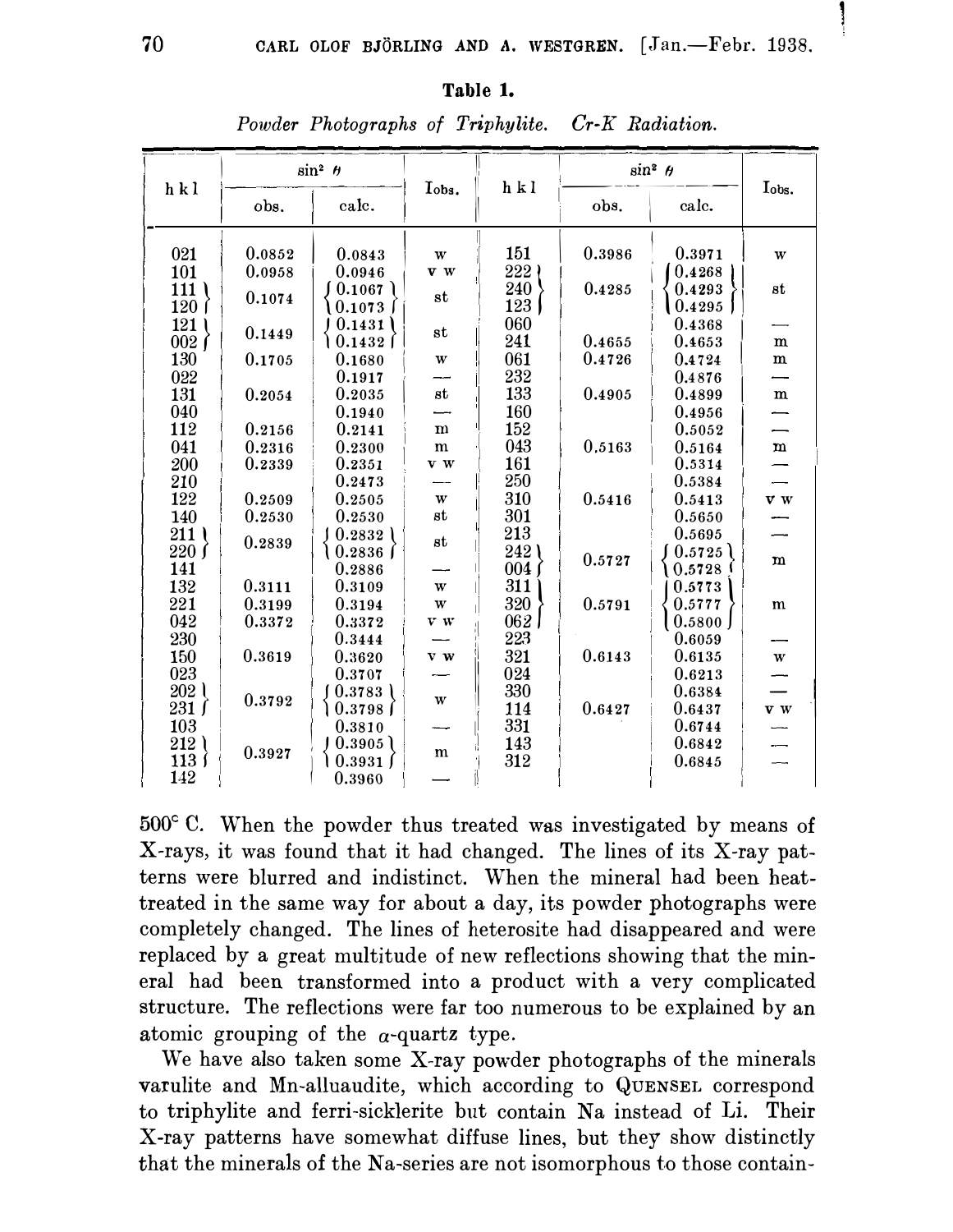**Table 1.**

*Powder Photographs of Triphylite. Cr-K Radiation.*

| h k l | $\sin^2 \theta$ obs. | $\sin^2 \theta$ calc. | $I_{obs.}$ | h k l | $\sin^2 \theta$ obs. | $\sin^2 \theta$ calc. | $I_{obs.}$ |
|---|---|---|---|---|---|---|---|
| 021 | 0.0852 | 0.0843 | w | 151 | 0.3986 | 0.3971 | w |
| 101 | 0.0958 | 0.0946 | v w | 222 } | | { 0.4268 | |
| 111 } | 0.1074 | { 0.1067 | st | 240 } | 0.4285 | { 0.4293 | st |
| 120 } | | { 0.1073 | | 123 } | | { 0.4295 | |
| 121 } | 0.1449 | { 0.1431 | st | 060 | | 0.4368 | — |
| 002 } | | { 0.1432 | | 241 | 0.4655 | 0.4653 | m |
| 130 | 0.1705 | 0.1680 | w | 061 | 0.4726 | 0.4724 | m |
| 022 | | 0.1917 | — | 232 | | 0.4876 | — |
| 131 | 0.2054 | 0.2035 | st | 133 | 0.4905 | 0.4899 | m |
| 040 | | 0.1940 | — | 160 | | 0.4956 | — |
| 112 | 0.2156 | 0.2141 | m | 152 | | 0.5052 | — |
| 041 | 0.2316 | 0.2300 | m | 043 | 0.5163 | 0.5164 | m |
| 200 | 0.2339 | 0.2351 | v w | 161 | | 0.5314 | — |
| 210 | | 0.2473 | — | 250 | | 0.5384 | — |
| 122 | 0.2509 | 0.2505 | w | 310 | 0.5416 | 0.5413 | v w |
| 140 | 0.2530 | 0.2530 | st | 301 | | 0.5650 | — |
| 211 } | 0.2839 | { 0.2832 | st | 213 | | 0.5695 | — |
| 220 } | | { 0.2836 | | 242 } | 0.5727 | { 0.5725 | m |
| 141 | | 0.2886 | — | 004 } | | { 0.5728 | |
| 132 | 0.3111 | 0.3109 | w | 311 } | | { 0.5773 | |
| 221 | 0.3199 | 0.3194 | w | 320 } | 0.5791 | { 0.5777 | m |
| 042 | 0.3372 | 0.3372 | v w | 062 } | | { 0.5800 | |
| 230 | | 0.3444 | — | 223 | | 0.6059 | — |
| 150 | 0.3619 | 0.3620 | v w | 321 | 0.6143 | 0.6135 | w |
| 023 | | 0.3707 | — | 024 | | 0.6213 | — |
| 202 } | 0.3792 | { 0.3783 | w | 330 | | 0.6384 | — |
| 231 } | | { 0.3798 | | 114 | 0.6427 | 0.6437 | v w |
| 103 | | 0.3810 | — | 331 | | 0.6744 | — |
| 212 } | 0.3927 | { 0.3905 | m | 143 | | 0.6842 | — |
| 113 } | | { 0.3931 | | 312 | | 0.6845 | — |
| 142 | | 0.3960 | — | | | | |

500° C. When the powder thus treated was investigated by means of X-rays, it was found that it had changed. The lines of its X-ray patterns were blurred and indistinct. When the mineral had been heat-treated in the same way for about a day, its powder photographs were completely changed. The lines of heterosite had disappeared and were replaced by a great multitude of new reflections showing that the mineral had been transformed into a product with a very complicated structure. The reflections were far too numerous to be explained by an atomic grouping of the $\alpha$-quartz type.

We have also taken some X-ray powder photographs of the minerals varulite and Mn-alluaudite, which according to QUENSEL correspond to triphylite and ferri-sicklerite but contain Na instead of Li. Their X-ray patterns have somewhat diffuse lines, but they show distinctly that the minerals of the Na-series are not isomorphous to those contain-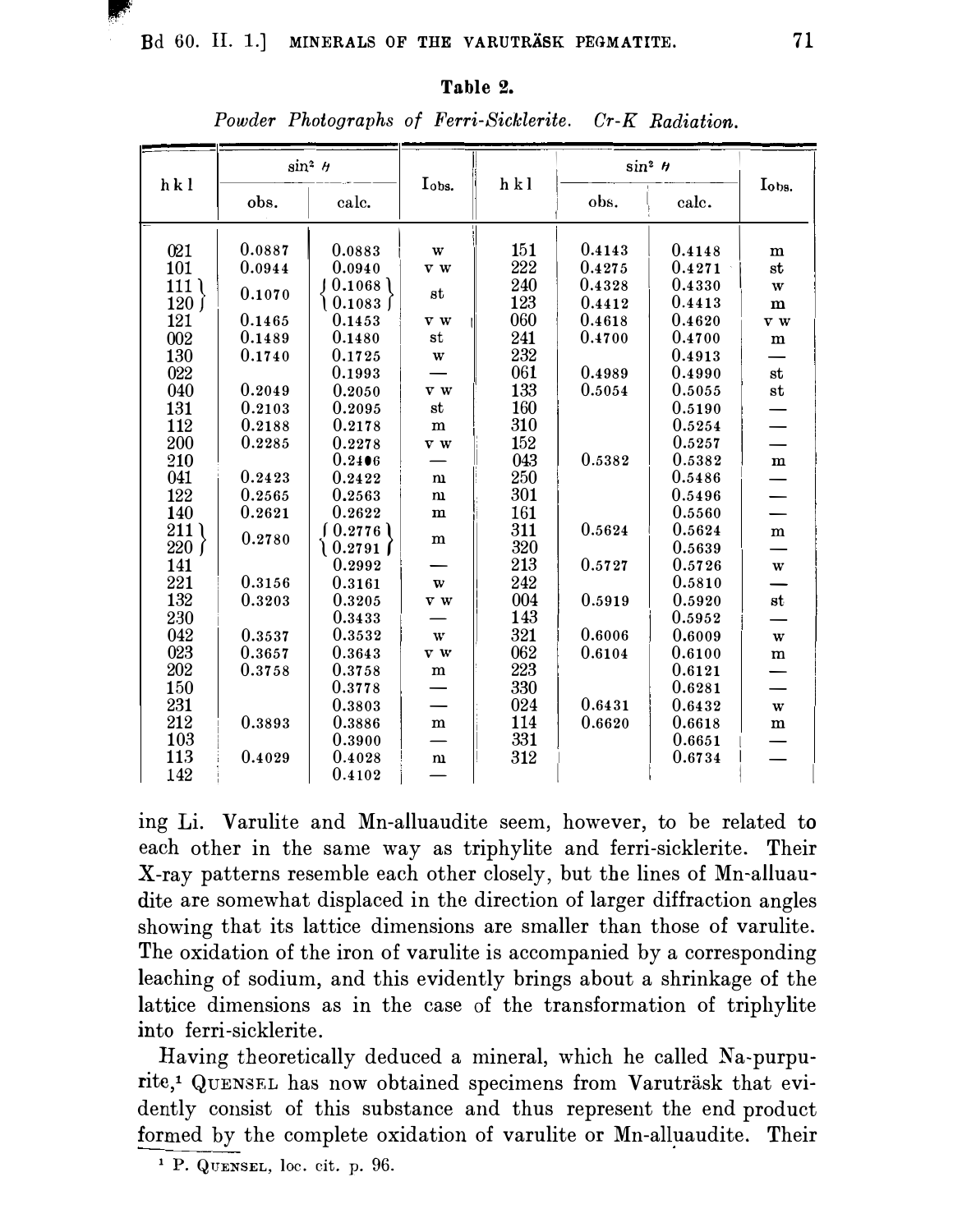**Table 2.**

*Powder Photographs of Ferri-Sicklerite. Cr-K Radiation.*

| h k l | $\sin^2 \theta$ | | $I_{obs.}$ | h k l | $\sin^2 \theta$ | | $I_{obs.}$ |
|---|---|---|---|---|---|---|---|
| | obs. | calc. | | | obs. | calc. | |
| 021 | 0.0887 | 0.0883 | w | 151 | 0.4143 | 0.4148 | m |
| 101 | 0.0944 | 0.0940 | v w | 222 | 0.4275 | 0.4271 | st |
| 111 } 120 } | 0.1070 | { 0.1068 / 0.1083 } | st | 240 | 0.4328 | 0.4330 | w |
| | | | | 123 | 0.4412 | 0.4413 | m |
| 121 | 0.1465 | 0.1453 | v w | 060 | 0.4618 | 0.4620 | v w |
| 002 | 0.1489 | 0.1480 | st | 241 | 0.4700 | 0.4700 | m |
| 130 | 0.1740 | 0.1725 | w | 232 | | 0.4913 | — |
| 022 | | 0.1993 | — | 061 | 0.4989 | 0.4990 | st |
| 040 | 0.2049 | 0.2050 | v w | 133 | 0.5054 | 0.5055 | st |
| 131 | 0.2103 | 0.2095 | st | 160 | | 0.5190 | — |
| 112 | 0.2188 | 0.2178 | m | 310 | | 0.5254 | — |
| 200 | 0.2285 | 0.2278 | v w | 152 | | 0.5257 | — |
| 210 | | 0.2406 | — | 043 | 0.5382 | 0.5382 | m |
| 041 | 0.2423 | 0.2422 | m | 250 | | 0.5486 | — |
| 122 | 0.2565 | 0.2563 | m | 301 | | 0.5496 | — |
| 140 | 0.2621 | 0.2622 | m | 161 | | 0.5560 | — |
| 211 } 220 } | 0.2780 | { 0.2776 / 0.2791 } | m | 311 | 0.5624 | 0.5624 | m |
| | | | | 320 | | 0.5639 | — |
| 141 | | 0.2992 | — | 213 | 0.5727 | 0.5726 | w |
| 221 | 0.3156 | 0.3161 | w | 242 | | 0.5810 | — |
| 132 | 0.3203 | 0.3205 | v w | 004 | 0.5919 | 0.5920 | st |
| 230 | | 0.3433 | — | 143 | | 0.5952 | — |
| 042 | 0.3537 | 0.3532 | w | 321 | 0.6006 | 0.6009 | w |
| 023 | 0.3657 | 0.3643 | v w | 062 | 0.6104 | 0.6100 | m |
| 202 | 0.3758 | 0.3758 | m | 223 | | 0.6121 | — |
| 150 | | 0.3778 | — | 330 | | 0.6281 | — |
| 231 | | 0.3803 | — | 024 | 0.6431 | 0.6432 | w |
| 212 | 0.3893 | 0.3886 | m | 114 | 0.6620 | 0.6618 | m |
| 103 | | 0.3900 | — | 331 | | 0.6651 | — |
| 113 | 0.4029 | 0.4028 | m | 312 | | 0.6734 | — |
| 142 | | 0.4102 | — | | | | |

ing Li. Varulite and Mn-alluaudite seem, however, to be related to each other in the same way as triphylite and ferri-sicklerite. Their X-ray patterns resemble each other closely, but the lines of Mn-alluaudite are somewhat displaced in the direction of larger diffraction angles showing that its lattice dimensions are smaller than those of varulite. The oxidation of the iron of varulite is accompanied by a corresponding leaching of sodium, and this evidently brings about a shrinkage of the lattice dimensions as in the case of the transformation of triphylite into ferri-sicklerite.

Having theoretically deduced a mineral, which he called Na-purpurite,[1] QUENSEL has now obtained specimens from Varuträsk that evidently consist of this substance and thus represent the end product formed by the complete oxidation of varulite or Mn-alluaudite. Their

[1] P. QUENSEL, loc. cit. p. 96.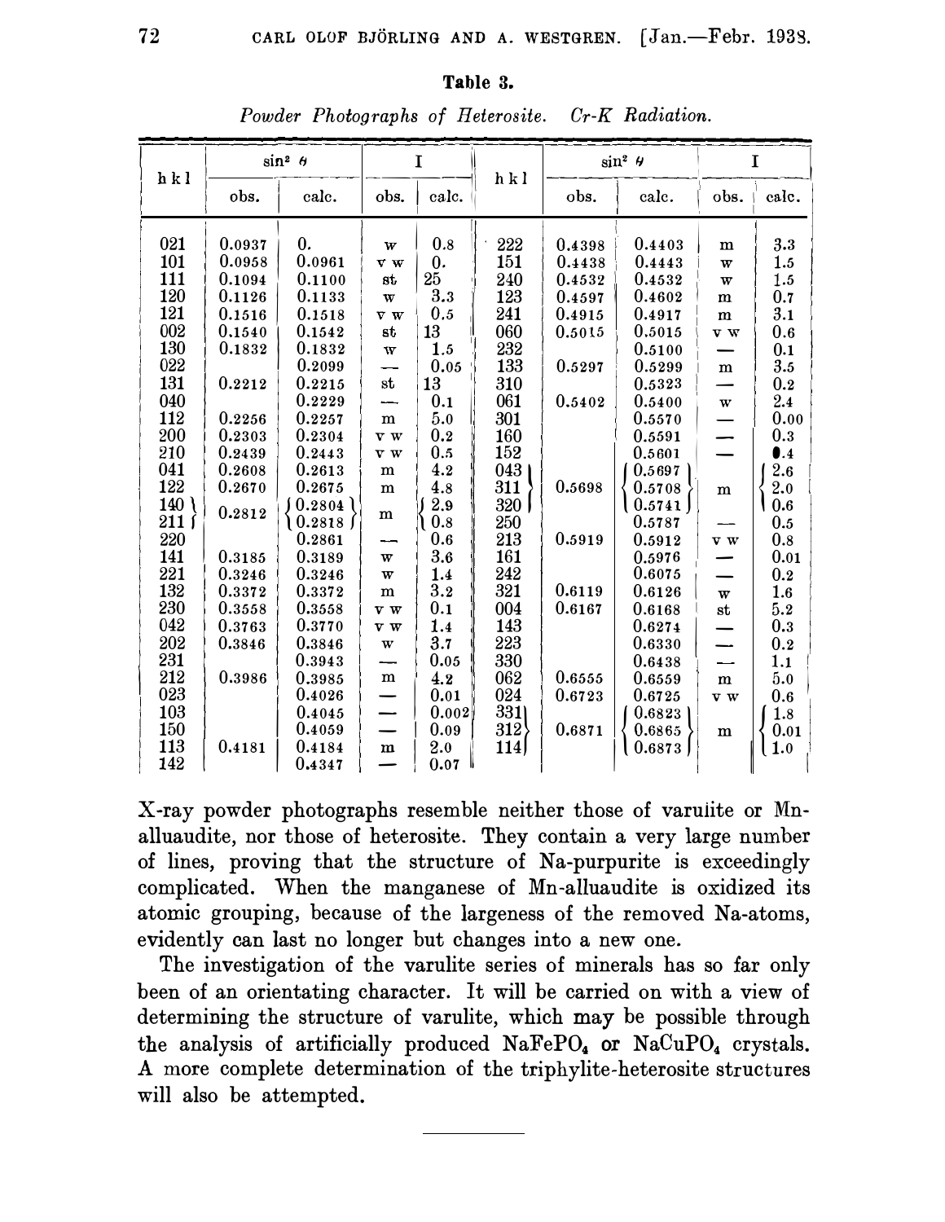**Table 3.**

*Powder Photographs of Heterosite. Cr-K Radiation.*

| h k l | sin² θ obs. | sin² θ calc. | I obs. | I calc. | h k l | sin² θ obs. | sin² θ calc. | I obs. | I calc. |
|---|---|---|---|---|---|---|---|---|---|
| 021 | 0.0937 | 0. | w | 0.8 | 222 | 0.4398 | 0.4403 | m | 3.3 |
| 101 | 0.0958 | 0.0961 | v w | 0. | 151 | 0.4438 | 0.4443 | w | 1.5 |
| 111 | 0.1094 | 0.1100 | st | 25 | 240 | 0.4532 | 0.4532 | w | 1.5 |
| 120 | 0.1126 | 0.1133 | w | 3.3 | 123 | 0.4597 | 0.4602 | m | 0.7 |
| 121 | 0.1516 | 0.1518 | v w | 0.5 | 241 | 0.4915 | 0.4917 | m | 3.1 |
| 002 | 0.1540 | 0.1542 | st | 13 | 060 | 0.5015 | 0.5015 | v w | 0.6 |
| 130 | 0.1832 | 0.1832 | w | 1.5 | 232 | | 0.5100 | — | 0.1 |
| 022 | | 0.2099 | — | 0.05 | 133 | 0.5297 | 0.5299 | m | 3.5 |
| 131 | 0.2212 | 0.2215 | st | 13 | 310 | | 0.5323 | — | 0.2 |
| 040 | | 0.2229 | — | 0.1 | 061 | 0.5402 | 0.5400 | w | 2.4 |
| 112 | 0.2256 | 0.2257 | m | 5.0 | 301 | | 0.5570 | — | 0.00 |
| 200 | 0.2303 | 0.2304 | v w | 0.2 | 160 | | 0.5591 | — | 0.3 |
| 210 | 0.2439 | 0.2443 | v w | 0.5 | 152 | | 0.5601 | — | 0.4 |
| 041 | 0.2608 | 0.2613 | m | 4.2 | 043 | | 0.5697 | | 2.6 |
| 122 | 0.2670 | 0.2675 | m | 4.8 | 311 | 0.5698 | 0.5708 | m | 2.0 |
| 140 | 0.2812 | 0.2804 | m | 2.9 | 320 | | 0.5741 | | 0.6 |
| 211 | | 0.2818 | | 0.8 | 250 | | 0.5787 | — | 0.5 |
| 220 | | 0.2861 | — | 0.6 | 213 | 0.5919 | 0.5912 | v w | 0.8 |
| 141 | 0.3185 | 0.3189 | w | 3.6 | 161 | | 0.5976 | — | 0.01 |
| 221 | 0.3246 | 0.3246 | w | 1.4 | 242 | | 0.6075 | — | 0.2 |
| 132 | 0.3372 | 0.3372 | m | 3.2 | 321 | 0.6119 | 0.6126 | w | 1.6 |
| 230 | 0.3558 | 0.3558 | v w | 0.1 | 004 | 0.6167 | 0.6168 | st | 5.2 |
| 042 | 0.3763 | 0.3770 | v w | 1.4 | 143 | | 0.6274 | — | 0.3 |
| 202 | 0.3846 | 0.3846 | w | 3.7 | 223 | | 0.6330 | — | 0.2 |
| 231 | | 0.3943 | — | 0.05 | 330 | | 0.6438 | — | 1.1 |
| 212 | 0.3986 | 0.3985 | m | 4.2 | 062 | 0.6555 | 0.6559 | m | 5.0 |
| 023 | | 0.4026 | — | 0.01 | 024 | 0.6723 | 0.6725 | v w | 0.6 |
| 103 | | 0.4045 | — | 0.002 | 331 | | 0.6823 | | 1.8 |
| 150 | | 0.4059 | — | 0.09 | 312 | 0.6871 | 0.6865 | m | 0.01 |
| 113 | 0.4181 | 0.4184 | m | 2.0 | 114 | | 0.6873 | | 1.0 |
| 142 | | 0.4347 | — | 0.07 | | | | | |

X-ray powder photographs resemble neither those of varulite or Mn-alluaudite, nor those of heterosite. They contain a very large number of lines, proving that the structure of Na-purpurite is exceedingly complicated. When the manganese of Mn-alluaudite is oxidized its atomic grouping, because of the largeness of the removed Na-atoms, evidently can last no longer but changes into a new one.

The investigation of the varulite series of minerals has so far only been of an orientating character. It will be carried on with a view of determining the structure of varulite, which may be possible through the analysis of artificially produced $NaFePO_4$ or $NaCuPO_4$ crystals. A more complete determination of the triphylite-heterosite structures will also be attempted.